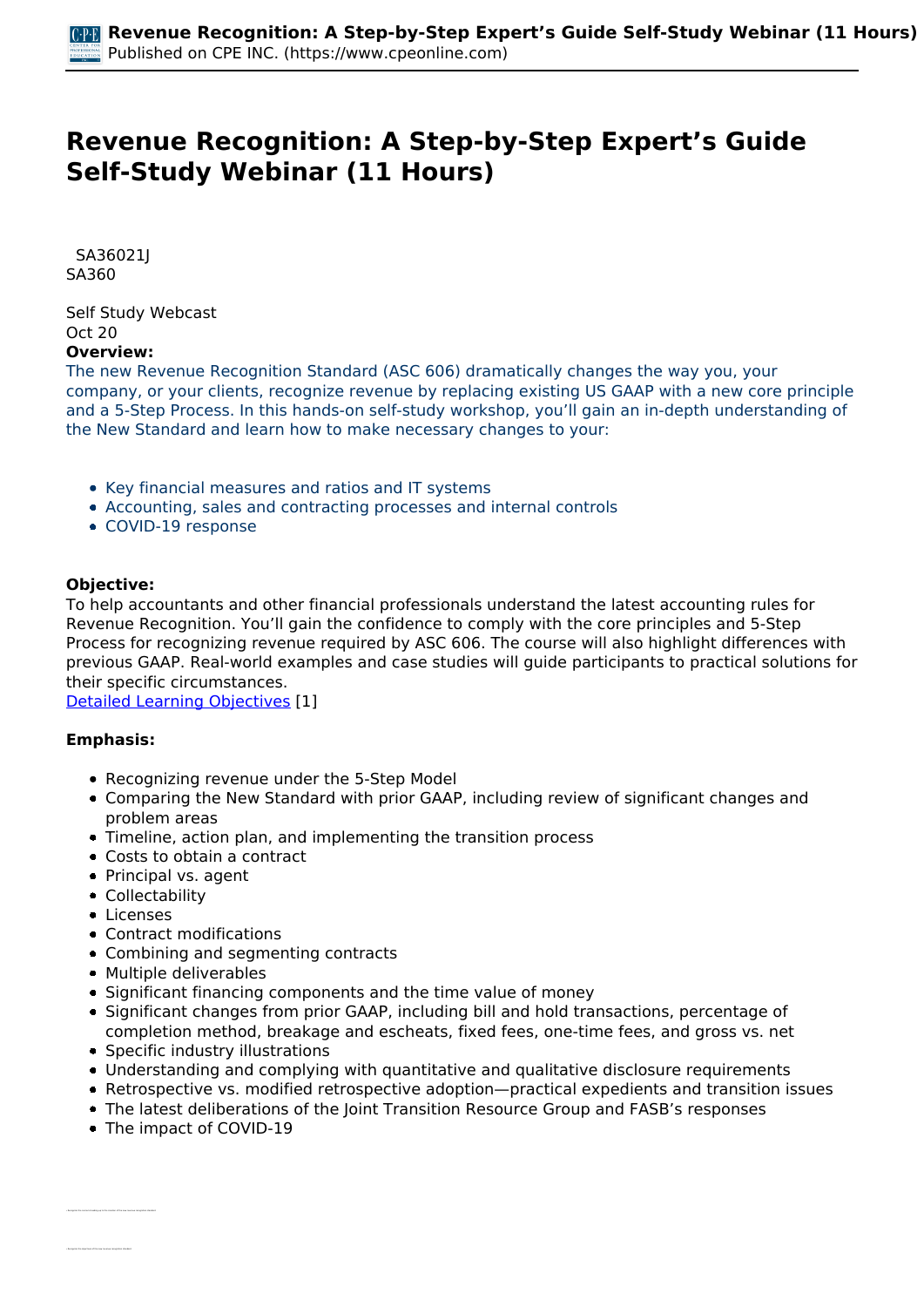# Revenue Recognition: A Step-by-Step Expert's Guide Self-Study Webinar (11 Hours)

SA36021J
SA360

Self Study Webcast
Oct 20

**Overview:**

The new Revenue Recognition Standard (ASC 606) dramatically changes the way you, your company, or your clients, recognize revenue by replacing existing US GAAP with a new core principle and a 5-Step Process. In this hands-on self-study workshop, you'll gain an in-depth understanding of the New Standard and learn how to make necessary changes to your:

- Key financial measures and ratios and IT systems
- Accounting, sales and contracting processes and internal controls
- COVID-19 response

**Objective:**

To help accountants and other financial professionals understand the latest accounting rules for Revenue Recognition. You'll gain the confidence to comply with the core principles and 5-Step Process for recognizing revenue required by ASC 606. The course will also highlight differences with previous GAAP. Real-world examples and case studies will guide participants to practical solutions for their specific circumstances.

Detailed Learning Objectives [1]

**Emphasis:**

- Recognizing revenue under the 5-Step Model
- Comparing the New Standard with prior GAAP, including review of significant changes and problem areas
- Timeline, action plan, and implementing the transition process
- Costs to obtain a contract
- Principal vs. agent
- Collectability
- Licenses
- Contract modifications
- Combining and segmenting contracts
- Multiple deliverables
- Significant financing components and the time value of money
- Significant changes from prior GAAP, including bill and hold transactions, percentage of completion method, breakage and escheats, fixed fees, one-time fees, and gross vs. net
- Specific industry illustrations
- Understanding and complying with quantitative and qualitative disclosure requirements
- Retrospective vs. modified retrospective adoption—practical expedients and transition issues
- The latest deliberations of the Joint Transition Resource Group and FASB's responses
- The impact of COVID-19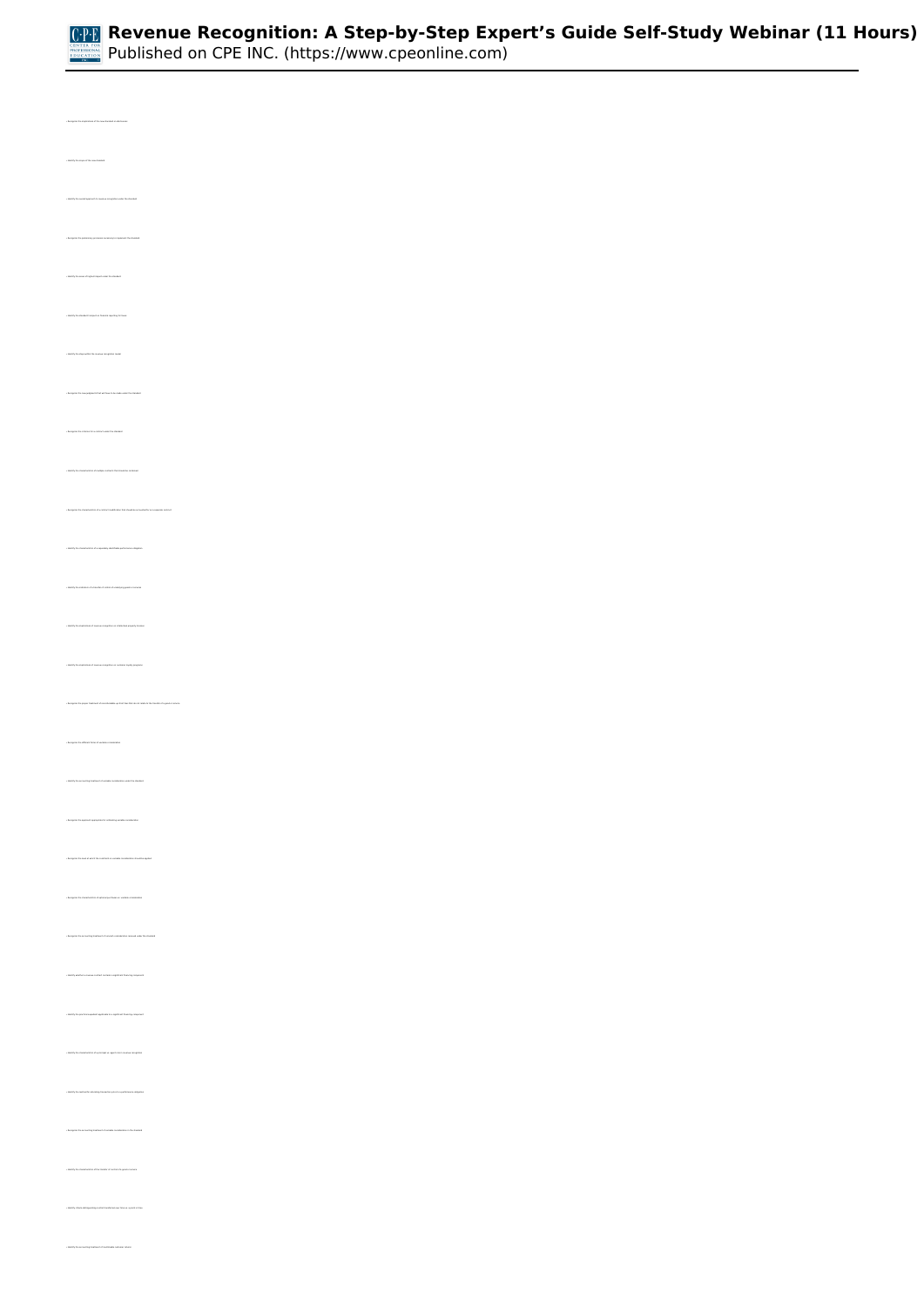- Recognize the implementation of the new standard on disclosures
- Identify the scope of the new standard
- Identify the overall approach to revenue recognition under the standard
- Recognize the preliminary and steps necessary to implement the standard
- Identify the scope of contracts subject to the standard
- Identify the standard's impact on financial reporting for leases
- Identify the steps within the revenue recognition model
- Recognize the core judgments that will have to be made under the standard
- Recognize the criteria for a contract under the standard
- Identify the correct action for entities to identify the transaction contract
- Recognize the characteristics of a contract modification that should be accounted for as a separate contract
- Identify the characteristics of a separately identifiable performance obligation
- Identify the treatment of a promise to transfer distinct goods or services
- Identify the implementation of revenue recognition on a distinct obligation
- Identify the implementation of revenue recognition on consumer loyalty programs
- Recognize the proper treatment of nonrefundable up-front fees that do not relate to the transfer of a good or service
- Recognize the different forms of variable consideration
- Identify the accounting treatment of variable consideration under the standard
- Recognize the approach appropriate for estimating variable consideration
- Recognize the level at which the constraint on variable consideration should be applied
- Recognize the characteristics of right of return as variable consideration
- Recognize the accounting treatment of noncash consideration received under the standard
- Identify whether a revenue contract includes a significant financing component
- Identify the practical expedient applicable to a significant financing component
- Identify the implementation of principal vs. agent rules in revenue recognition
- Identify the method for allocating transaction price to a performance obligation
- Recognize the accounting treatment of variable consideration in the standard
- Identify the characteristics of the transfer of control of goods or services
- Identify criteria distinguishing performance obligations satisfied over time vs. at a point in time
- Identify the accounting treatment of nonrefundable customer deposits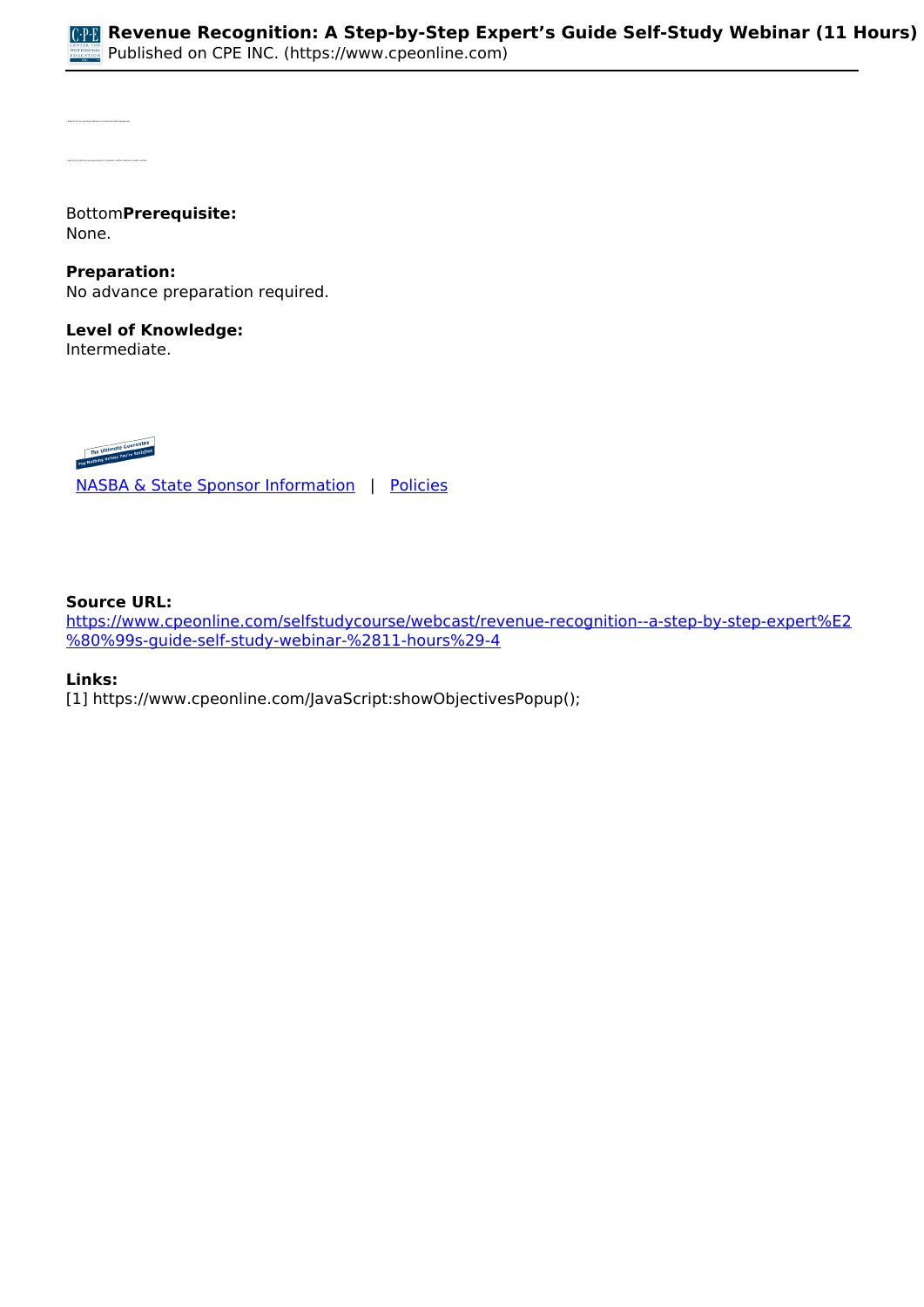Bottom**Prerequisite:**
None.

**Preparation:**
No advance preparation required.

**Level of Knowledge:**
Intermediate.

NASBA & State Sponsor Information | Policies

**Source URL:**
https://www.cpeonline.com/selfstudycourse/webcast/revenue-recognition--a-step-by-step-expert%E2%80%99s-guide-self-study-webinar-%2811-hours%29-4

**Links:**
[1] https://www.cpeonline.com/JavaScript:showObjectivesPopup();